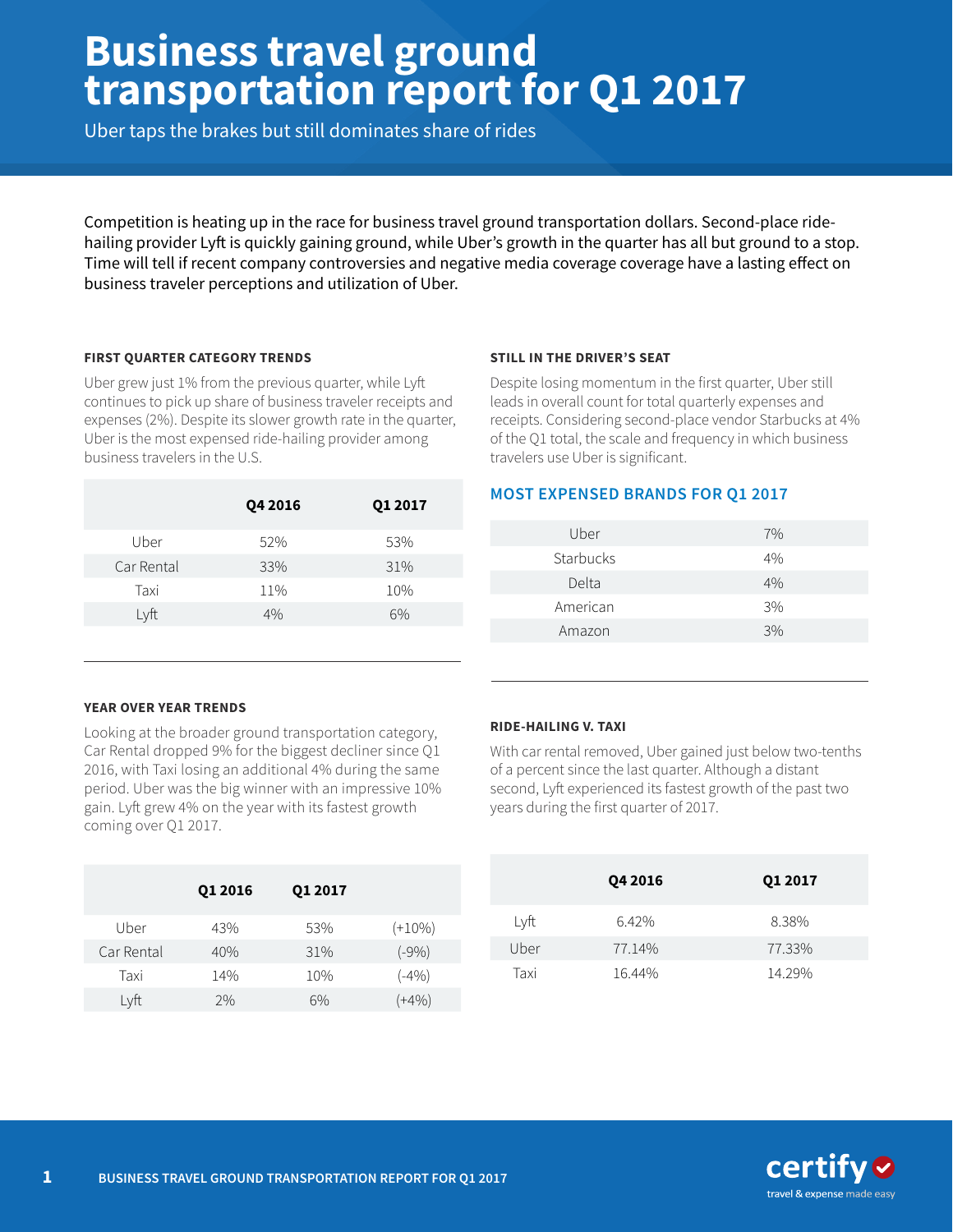# Business travel ground transportation report for Q1 2017

Uber taps the brakes but still dominates share of rides

Competition is heating up in the race for business travel ground transportation dollars. Second-place ride-hailing provider Lyft is quickly gaining ground, while Uber's growth in the quarter has all but ground to a stop. Time will tell if recent company controversies and negative media coverage coverage have a lasting effect on business traveler perceptions and utilization of Uber.

### FIRST QUARTER CATEGORY TRENDS

Uber grew just 1% from the previous quarter, while Lyft continues to pick up share of business traveler receipts and expenses (2%). Despite its slower growth rate in the quarter, Uber is the most expensed ride-hailing provider among business travelers in the U.S.

| | Q4 2016 | Q1 2017 |
|---|---|---|
| Uber | 52% | 53% |
| Car Rental | 33% | 31% |
| Taxi | 11% | 10% |
| Lyft | 4% | 6% |

### YEAR OVER YEAR TRENDS

Looking at the broader ground transportation category, Car Rental dropped 9% for the biggest decliner since Q1 2016, with Taxi losing an additional 4% during the same period. Uber was the big winner with an impressive 10% gain. Lyft grew 4% on the year with its fastest growth coming over Q1 2017.

| | Q1 2016 | Q1 2017 | |
|---|---|---|---|
| Uber | 43% | 53% | (+10%) |
| Car Rental | 40% | 31% | (-9%) |
| Taxi | 14% | 10% | (-4%) |
| Lyft | 2% | 6% | (+4%) |

### STILL IN THE DRIVER'S SEAT

Despite losing momentum in the first quarter, Uber still leads in overall count for total quarterly expenses and receipts. Considering second-place vendor Starbucks at 4% of the Q1 total, the scale and frequency in which business travelers use Uber is significant.

### MOST EXPENSED BRANDS FOR Q1 2017

| | |
|---|---|
| Uber | 7% |
| Starbucks | 4% |
| Delta | 4% |
| American | 3% |
| Amazon | 3% |

### RIDE-HAILING V. TAXI

With car rental removed, Uber gained just below two-tenths of a percent since the last quarter. Although a distant second, Lyft experienced its fastest growth of the past two years during the first quarter of 2017.

| | Q4 2016 | Q1 2017 |
|---|---|---|
| Lyft | 6.42% | 8.38% |
| Uber | 77.14% | 77.33% |
| Taxi | 16.44% | 14.29% |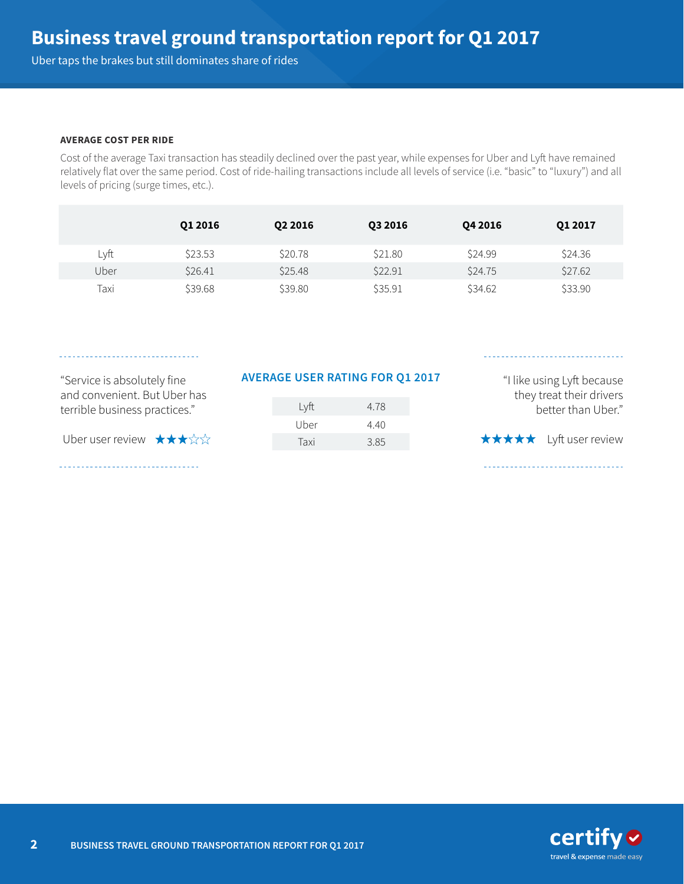# Business travel ground transportation report for Q1 2017

Uber taps the brakes but still dominates share of rides

**AVERAGE COST PER RIDE**

Cost of the average Taxi transaction has steadily declined over the past year, while expenses for Uber and Lyft have remained relatively flat over the same period. Cost of ride-hailing transactions include all levels of service (i.e. "basic" to "luxury") and all levels of pricing (surge times, etc.).

| | Q1 2016 | Q2 2016 | Q3 2016 | Q4 2016 | Q1 2017 |
|---|---|---|---|---|---|
| Lyft | $23.53 | $20.78 | $21.80 | $24.99 | $24.36 |
| Uber | $26.41 | $25.48 | $22.91 | $24.75 | $27.62 |
| Taxi | $39.68 | $39.80 | $35.91 | $34.62 | $33.90 |

"Service is absolutely fine and convenient. But Uber has terrible business practices."

Uber user review ★★★☆☆

**AVERAGE USER RATING FOR Q1 2017**

| | |
|---|---|
| Lyft | 4.78 |
| Uber | 4.40 |
| Taxi | 3.85 |

"I like using Lyft because they treat their drivers better than Uber."

★★★★★ Lyft user review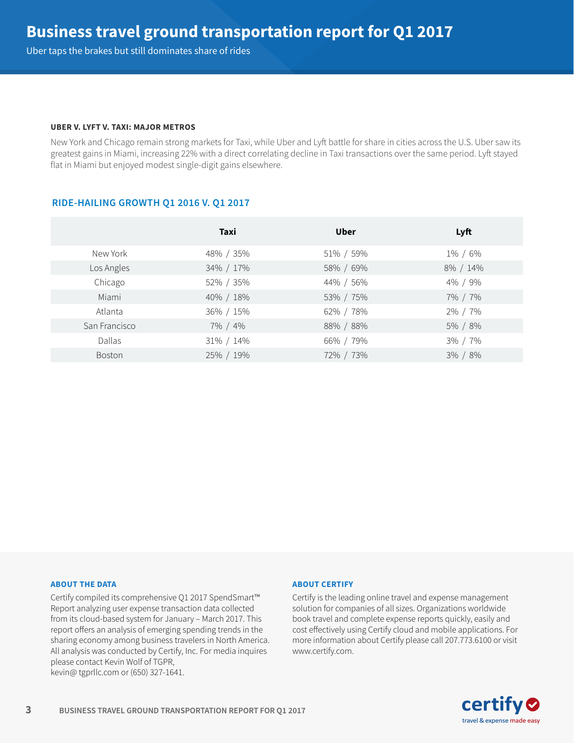# Business travel ground transportation report for Q1 2017

Uber taps the brakes but still dominates share of rides

**UBER V. LYFT V. TAXI: MAJOR METROS**

New York and Chicago remain strong markets for Taxi, while Uber and Lyft battle for share in cities across the U.S. Uber saw its greatest gains in Miami, increasing 22% with a direct correlating decline in Taxi transactions over the same period. Lyft stayed flat in Miami but enjoyed modest single-digit gains elsewhere.

## RIDE-HAILING GROWTH Q1 2016 V. Q1 2017

| | Taxi | Uber | Lyft |
|---|---|---|---|
| New York | 48% / 35% | 51% / 59% | 1% / 6% |
| Los Angles | 34% / 17% | 58% / 69% | 8% / 14% |
| Chicago | 52% / 35% | 44% / 56% | 4% / 9% |
| Miami | 40% / 18% | 53% / 75% | 7% / 7% |
| Atlanta | 36% / 15% | 62% / 78% | 2% / 7% |
| San Francisco | 7% / 4% | 88% / 88% | 5% / 8% |
| Dallas | 31% / 14% | 66% / 79% | 3% / 7% |
| Boston | 25% / 19% | 72% / 73% | 3% / 8% |

### ABOUT THE DATA

Certify compiled its comprehensive Q1 2017 SpendSmart™ Report analyzing user expense transaction data collected from its cloud-based system for January – March 2017. This report offers an analysis of emerging spending trends in the sharing economy among business travelers in North America. All analysis was conducted by Certify, Inc. For media inquires please contact Kevin Wolf of TGPR, kevin@ tgprllc.com or (650) 327-1641.

### ABOUT CERTIFY

Certify is the leading online travel and expense management solution for companies of all sizes. Organizations worldwide book travel and complete expense reports quickly, easily and cost effectively using Certify cloud and mobile applications. For more information about Certify please call 207.773.6100 or visit www.certify.com.

certify
travel & expense made easy